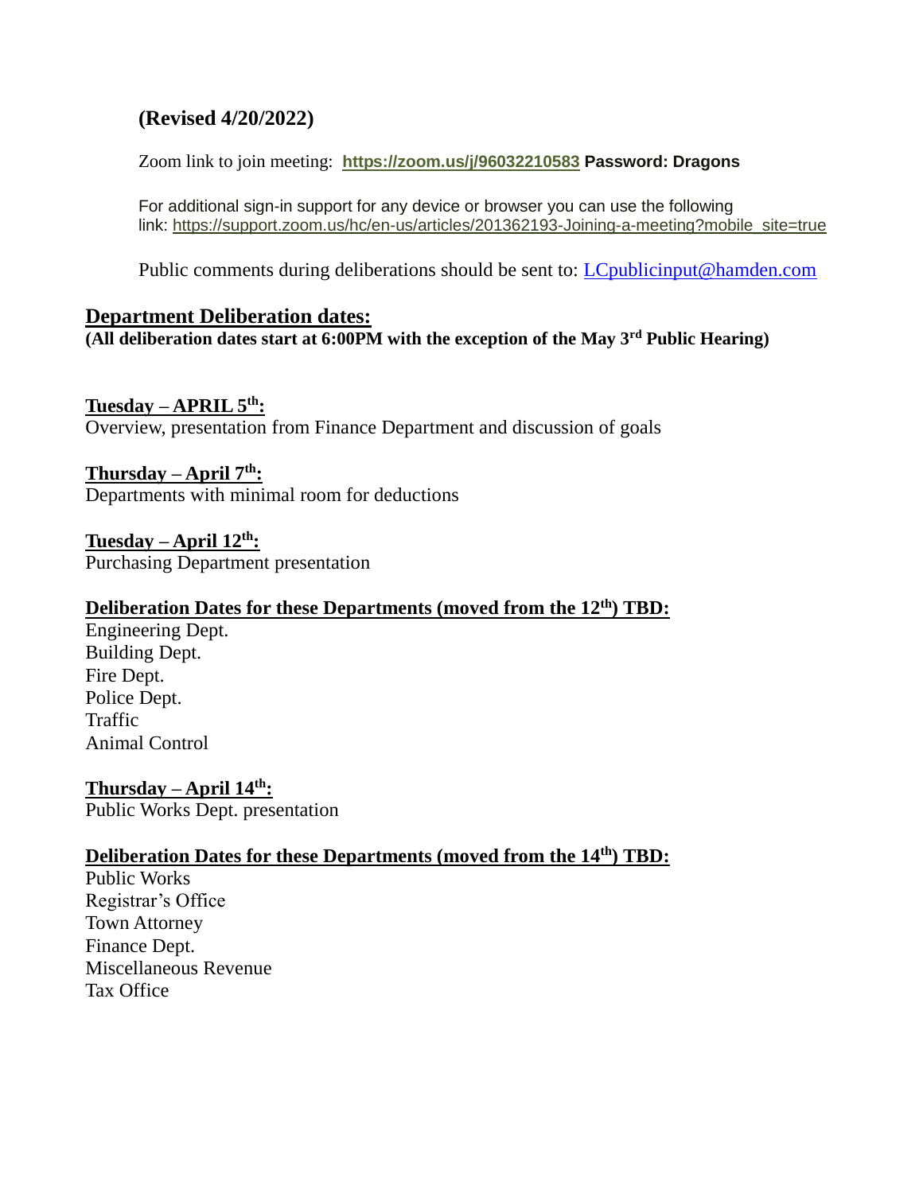**(Revised 4/20/2022)**

Zoom link to join meeting: **[https://zoom.us/j/96032210583](https://zoom.us/j/96032210583) Password: Dragons**

For additional sign-in support for any device or browser you can use the following link: [https://support.zoom.us/hc/en-us/articles/201362193-Joining-a-meeting?mobile_site=true](https://support.zoom.us/hc/en-us/articles/201362193-Joining-a-meeting?mobile_site=true)

Public comments during deliberations should be sent to: [LCpublicinput@hamden.com](mailto:LCpublicinput@hamden.com)

## Department Deliberation dates:

**(All deliberation dates start at 6:00PM with the exception of the May 3rd Public Hearing)**

**Tuesday – APRIL 5th:**
Overview, presentation from Finance Department and discussion of goals

**Thursday – April 7th:**
Departments with minimal room for deductions

**Tuesday – April 12th:**
Purchasing Department presentation

**Deliberation Dates for these Departments (moved from the 12th) TBD:**
Engineering Dept.
Building Dept.
Fire Dept.
Police Dept.
Traffic
Animal Control

**Thursday – April 14th:**
Public Works Dept. presentation

**Deliberation Dates for these Departments (moved from the 14th) TBD:**
Public Works
Registrar's Office
Town Attorney
Finance Dept.
Miscellaneous Revenue
Tax Office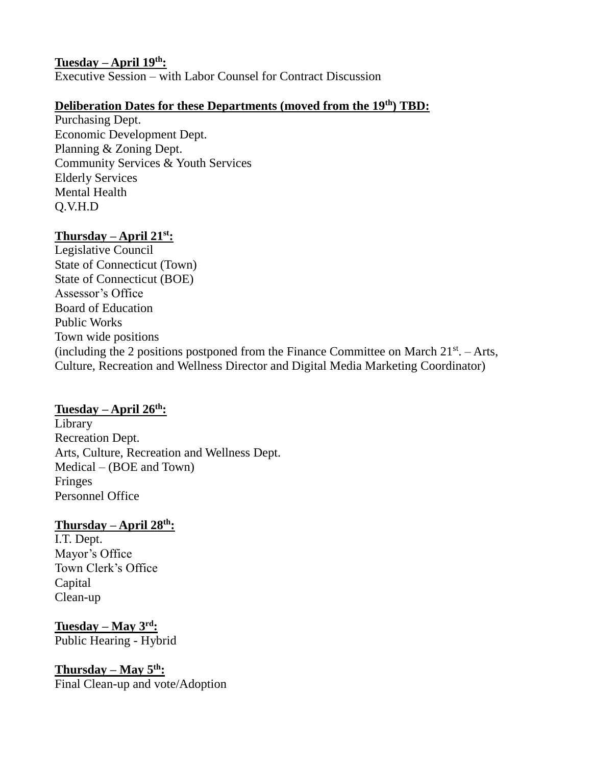**Tuesday – April 19th:**
Executive Session – with Labor Counsel for Contract Discussion

**Deliberation Dates for these Departments (moved from the 19th) TBD:**
Purchasing Dept.
Economic Development Dept.
Planning & Zoning Dept.
Community Services & Youth Services
Elderly Services
Mental Health
Q.V.H.D

**Thursday – April 21st:**
Legislative Council
State of Connecticut (Town)
State of Connecticut (BOE)
Assessor's Office
Board of Education
Public Works
Town wide positions
(including the 2 positions postponed from the Finance Committee on March 21st. – Arts, Culture, Recreation and Wellness Director and Digital Media Marketing Coordinator)

**Tuesday – April 26th:**
Library
Recreation Dept.
Arts, Culture, Recreation and Wellness Dept.
Medical – (BOE and Town)
Fringes
Personnel Office

**Thursday – April 28th:**
I.T. Dept.
Mayor's Office
Town Clerk's Office
Capital
Clean-up

**Tuesday – May 3rd:**
Public Hearing - Hybrid

**Thursday – May 5th:**
Final Clean-up and vote/Adoption